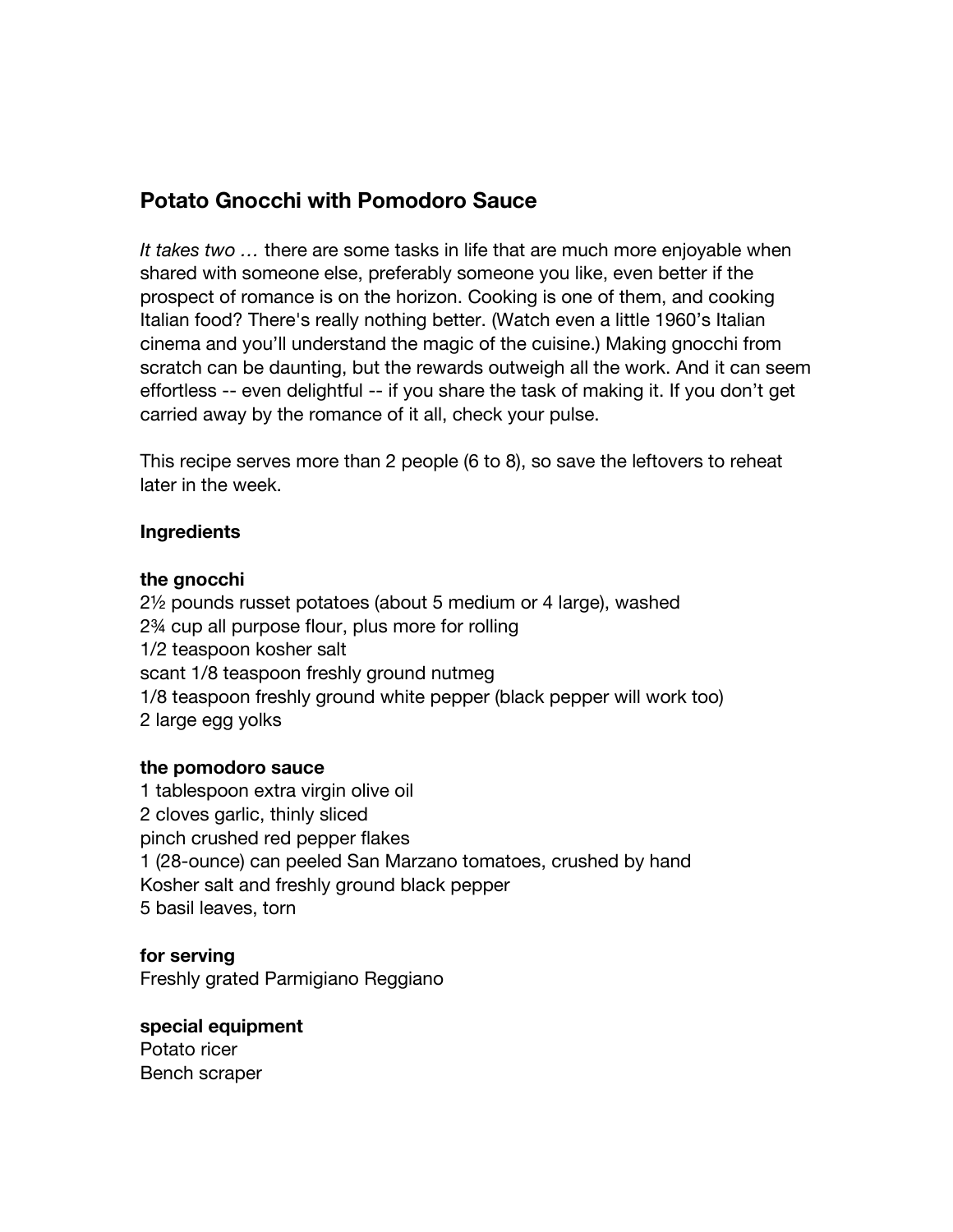# Potato Gnocchi with Pomodoro Sauce

*It takes two …* there are some tasks in life that are much more enjoyable when shared with someone else, preferably someone you like, even better if the prospect of romance is on the horizon. Cooking is one of them, and cooking Italian food? There's really nothing better. (Watch even a little 1960's Italian cinema and you'll understand the magic of the cuisine.) Making gnocchi from scratch can be daunting, but the rewards outweigh all the work. And it can seem effortless -- even delightful -- if you share the task of making it. If you don't get carried away by the romance of it all, check your pulse.

This recipe serves more than 2 people (6 to 8), so save the leftovers to reheat later in the week.

**Ingredients**

**the gnocchi**
2½ pounds russet potatoes (about 5 medium or 4 large), washed
2¾ cup all purpose flour, plus more for rolling
1/2 teaspoon kosher salt
scant 1/8 teaspoon freshly ground nutmeg
1/8 teaspoon freshly ground white pepper (black pepper will work too)
2 large egg yolks

**the pomodoro sauce**
1 tablespoon extra virgin olive oil
2 cloves garlic, thinly sliced
pinch crushed red pepper flakes
1 (28-ounce) can peeled San Marzano tomatoes, crushed by hand
Kosher salt and freshly ground black pepper
5 basil leaves, torn

**for serving**
Freshly grated Parmigiano Reggiano

**special equipment**
Potato ricer
Bench scraper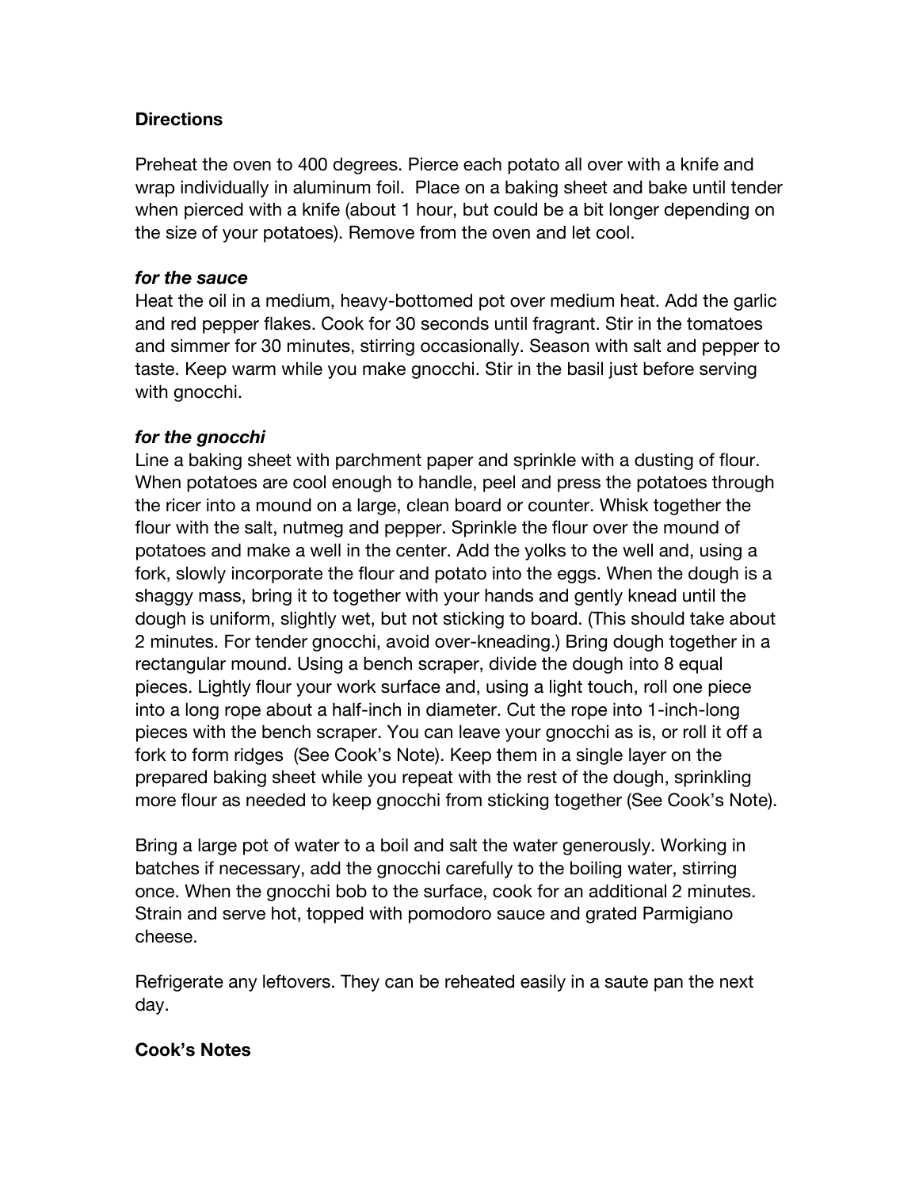## Directions

Preheat the oven to 400 degrees. Pierce each potato all over with a knife and wrap individually in aluminum foil. Place on a baking sheet and bake until tender when pierced with a knife (about 1 hour, but could be a bit longer depending on the size of your potatoes). Remove from the oven and let cool.

### *for the sauce*

Heat the oil in a medium, heavy-bottomed pot over medium heat. Add the garlic and red pepper flakes. Cook for 30 seconds until fragrant. Stir in the tomatoes and simmer for 30 minutes, stirring occasionally. Season with salt and pepper to taste. Keep warm while you make gnocchi. Stir in the basil just before serving with gnocchi.

### *for the gnocchi*

Line a baking sheet with parchment paper and sprinkle with a dusting of flour. When potatoes are cool enough to handle, peel and press the potatoes through the ricer into a mound on a large, clean board or counter. Whisk together the flour with the salt, nutmeg and pepper. Sprinkle the flour over the mound of potatoes and make a well in the center. Add the yolks to the well and, using a fork, slowly incorporate the flour and potato into the eggs. When the dough is a shaggy mass, bring it to together with your hands and gently knead until the dough is uniform, slightly wet, but not sticking to board. (This should take about 2 minutes. For tender gnocchi, avoid over-kneading.) Bring dough together in a rectangular mound. Using a bench scraper, divide the dough into 8 equal pieces. Lightly flour your work surface and, using a light touch, roll one piece into a long rope about a half-inch in diameter. Cut the rope into 1-inch-long pieces with the bench scraper. You can leave your gnocchi as is, or roll it off a fork to form ridges (See Cook's Note). Keep them in a single layer on the prepared baking sheet while you repeat with the rest of the dough, sprinkling more flour as needed to keep gnocchi from sticking together (See Cook's Note).

Bring a large pot of water to a boil and salt the water generously. Working in batches if necessary, add the gnocchi carefully to the boiling water, stirring once. When the gnocchi bob to the surface, cook for an additional 2 minutes. Strain and serve hot, topped with pomodoro sauce and grated Parmigiano cheese.

Refrigerate any leftovers. They can be reheated easily in a saute pan the next day.

## Cook's Notes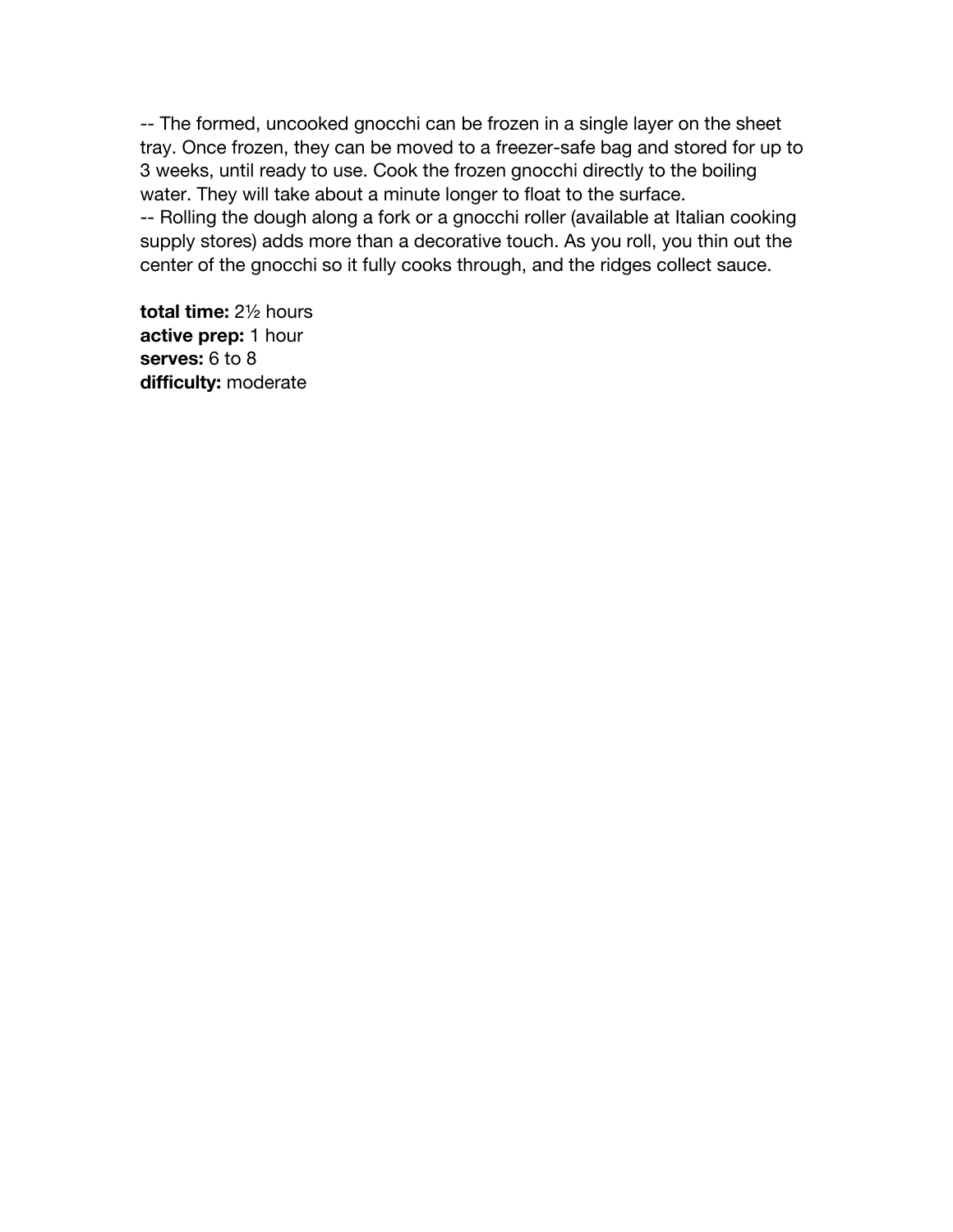-- The formed, uncooked gnocchi can be frozen in a single layer on the sheet tray. Once frozen, they can be moved to a freezer-safe bag and stored for up to 3 weeks, until ready to use. Cook the frozen gnocchi directly to the boiling water. They will take about a minute longer to float to the surface.
-- Rolling the dough along a fork or a gnocchi roller (available at Italian cooking supply stores) adds more than a decorative touch. As you roll, you thin out the center of the gnocchi so it fully cooks through, and the ridges collect sauce.

**total time:** 2½ hours
**active prep:** 1 hour
**serves:** 6 to 8
**difficulty:** moderate